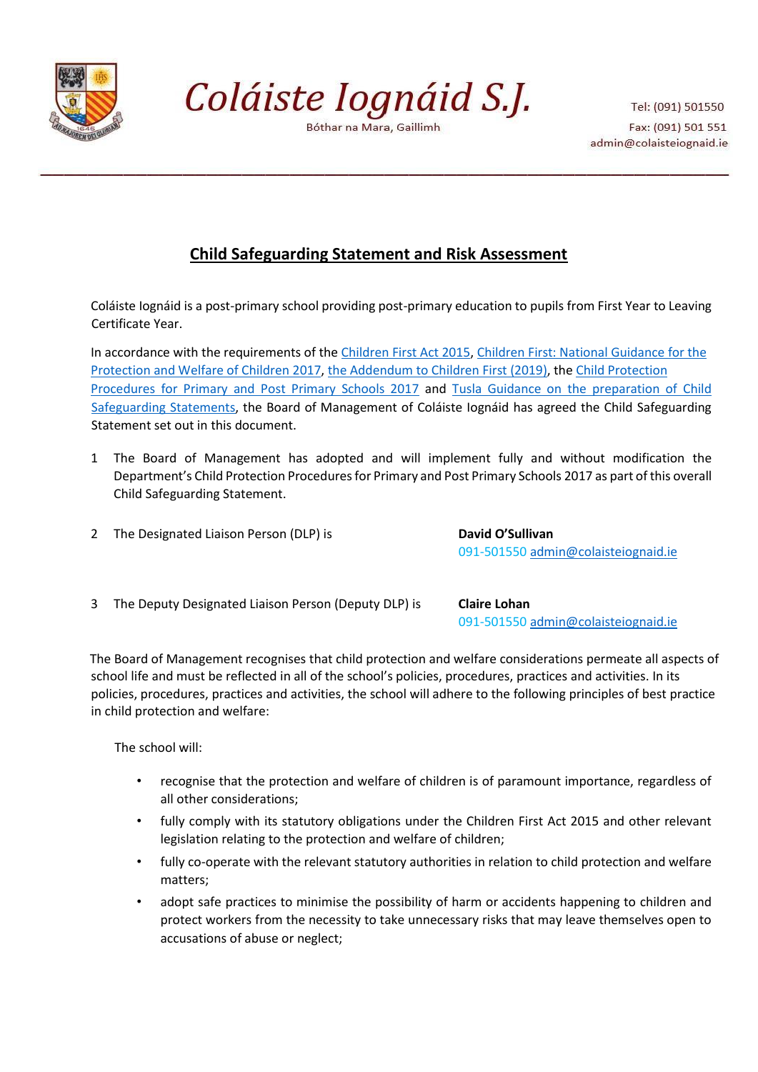# Coláiste Iognáid S.J.

Bóthar na Mara, Gaillimh

Tel: (091) 501550
Fax: (091) 501 551
admin@colaisteiognaid.ie

## Child Safeguarding Statement and Risk Assessment

Coláiste Iognáid is a post-primary school providing post-primary education to pupils from First Year to Leaving Certificate Year.

In accordance with the requirements of the Children First Act 2015, Children First: National Guidance for the Protection and Welfare of Children 2017, the Addendum to Children First (2019), the Child Protection Procedures for Primary and Post Primary Schools 2017 and Tusla Guidance on the preparation of Child Safeguarding Statements, the Board of Management of Coláiste Iognáid has agreed the Child Safeguarding Statement set out in this document.

1. The Board of Management has adopted and will implement fully and without modification the Department's Child Protection Procedures for Primary and Post Primary Schools 2017 as part of this overall Child Safeguarding Statement.

2. The Designated Liaison Person (DLP) is **David O'Sullivan**
   091-501550 admin@colaisteiognaid.ie

3. The Deputy Designated Liaison Person (Deputy DLP) is **Claire Lohan**
   091-501550 admin@colaisteiognaid.ie

The Board of Management recognises that child protection and welfare considerations permeate all aspects of school life and must be reflected in all of the school's policies, procedures, practices and activities. In its policies, procedures, practices and activities, the school will adhere to the following principles of best practice in child protection and welfare:

The school will:

- recognise that the protection and welfare of children is of paramount importance, regardless of all other considerations;
- fully comply with its statutory obligations under the Children First Act 2015 and other relevant legislation relating to the protection and welfare of children;
- fully co-operate with the relevant statutory authorities in relation to child protection and welfare matters;
- adopt safe practices to minimise the possibility of harm or accidents happening to children and protect workers from the necessity to take unnecessary risks that may leave themselves open to accusations of abuse or neglect;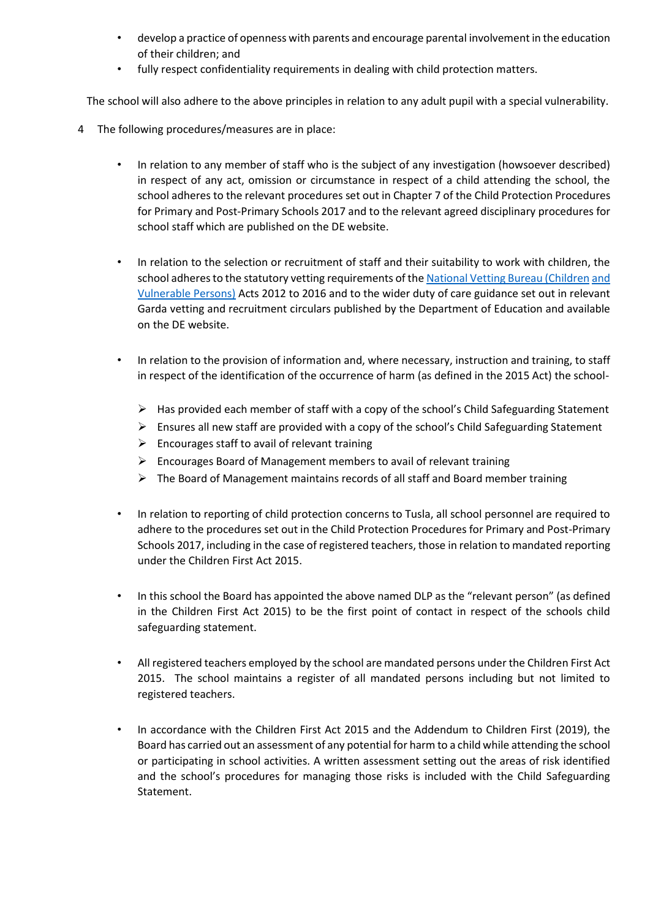- develop a practice of openness with parents and encourage parental involvement in the education of their children; and
- fully respect confidentiality requirements in dealing with child protection matters.

The school will also adhere to the above principles in relation to any adult pupil with a special vulnerability.

4 The following procedures/measures are in place:

- In relation to any member of staff who is the subject of any investigation (howsoever described) in respect of any act, omission or circumstance in respect of a child attending the school, the school adheres to the relevant procedures set out in Chapter 7 of the Child Protection Procedures for Primary and Post-Primary Schools 2017 and to the relevant agreed disciplinary procedures for school staff which are published on the DE website.

- In relation to the selection or recruitment of staff and their suitability to work with children, the school adheres to the statutory vetting requirements of the National Vetting Bureau (Children and Vulnerable Persons) Acts 2012 to 2016 and to the wider duty of care guidance set out in relevant Garda vetting and recruitment circulars published by the Department of Education and available on the DE website.

- In relation to the provision of information and, where necessary, instruction and training, to staff in respect of the identification of the occurrence of harm (as defined in the 2015 Act) the school-

  - Has provided each member of staff with a copy of the school's Child Safeguarding Statement
  - Ensures all new staff are provided with a copy of the school's Child Safeguarding Statement
  - Encourages staff to avail of relevant training
  - Encourages Board of Management members to avail of relevant training
  - The Board of Management maintains records of all staff and Board member training

- In relation to reporting of child protection concerns to Tusla, all school personnel are required to adhere to the procedures set out in the Child Protection Procedures for Primary and Post-Primary Schools 2017, including in the case of registered teachers, those in relation to mandated reporting under the Children First Act 2015.

- In this school the Board has appointed the above named DLP as the "relevant person" (as defined in the Children First Act 2015) to be the first point of contact in respect of the schools child safeguarding statement.

- All registered teachers employed by the school are mandated persons under the Children First Act 2015. The school maintains a register of all mandated persons including but not limited to registered teachers.

- In accordance with the Children First Act 2015 and the Addendum to Children First (2019), the Board has carried out an assessment of any potential for harm to a child while attending the school or participating in school activities. A written assessment setting out the areas of risk identified and the school's procedures for managing those risks is included with the Child Safeguarding Statement.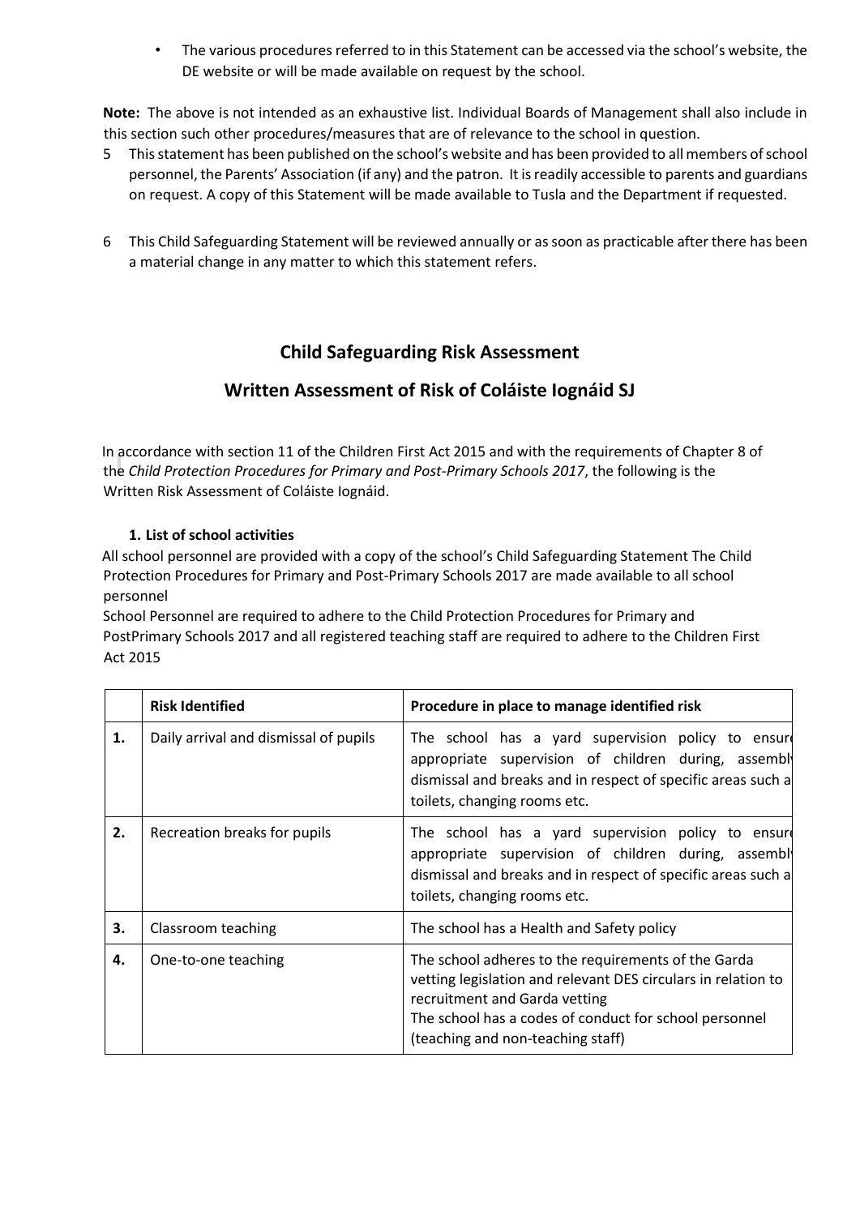- The various procedures referred to in this Statement can be accessed via the school's website, the DE website or will be made available on request by the school.

**Note:** The above is not intended as an exhaustive list. Individual Boards of Management shall also include in this section such other procedures/measures that are of relevance to the school in question.

5 This statement has been published on the school's website and has been provided to all members of school personnel, the Parents' Association (if any) and the patron. It is readily accessible to parents and guardians on request. A copy of this Statement will be made available to Tusla and the Department if requested.

6 This Child Safeguarding Statement will be reviewed annually or as soon as practicable after there has been a material change in any matter to which this statement refers.

## Child Safeguarding Risk Assessment

## Written Assessment of Risk of Coláiste Iognáid SJ

In accordance with section 11 of the Children First Act 2015 and with the requirements of Chapter 8 of the *Child Protection Procedures for Primary and Post-Primary Schools 2017*, the following is the Written Risk Assessment of Coláiste Iognáid.

### 1. List of school activities

All school personnel are provided with a copy of the school's Child Safeguarding Statement The Child Protection Procedures for Primary and Post-Primary Schools 2017 are made available to all school personnel

School Personnel are required to adhere to the Child Protection Procedures for Primary and PostPrimary Schools 2017 and all registered teaching staff are required to adhere to the Children First Act 2015

| | **Risk Identified** | **Procedure in place to manage identified risk** |
|---|---|---|
| **1.** | Daily arrival and dismissal of pupils | The school has a yard supervision policy to ensure appropriate supervision of children during, assembly dismissal and breaks and in respect of specific areas such as toilets, changing rooms etc. |
| **2.** | Recreation breaks for pupils | The school has a yard supervision policy to ensure appropriate supervision of children during, assembly dismissal and breaks and in respect of specific areas such as toilets, changing rooms etc. |
| **3.** | Classroom teaching | The school has a Health and Safety policy |
| **4.** | One-to-one teaching | The school adheres to the requirements of the Garda vetting legislation and relevant DES circulars in relation to recruitment and Garda vetting<br>The school has a codes of conduct for school personnel (teaching and non-teaching staff) |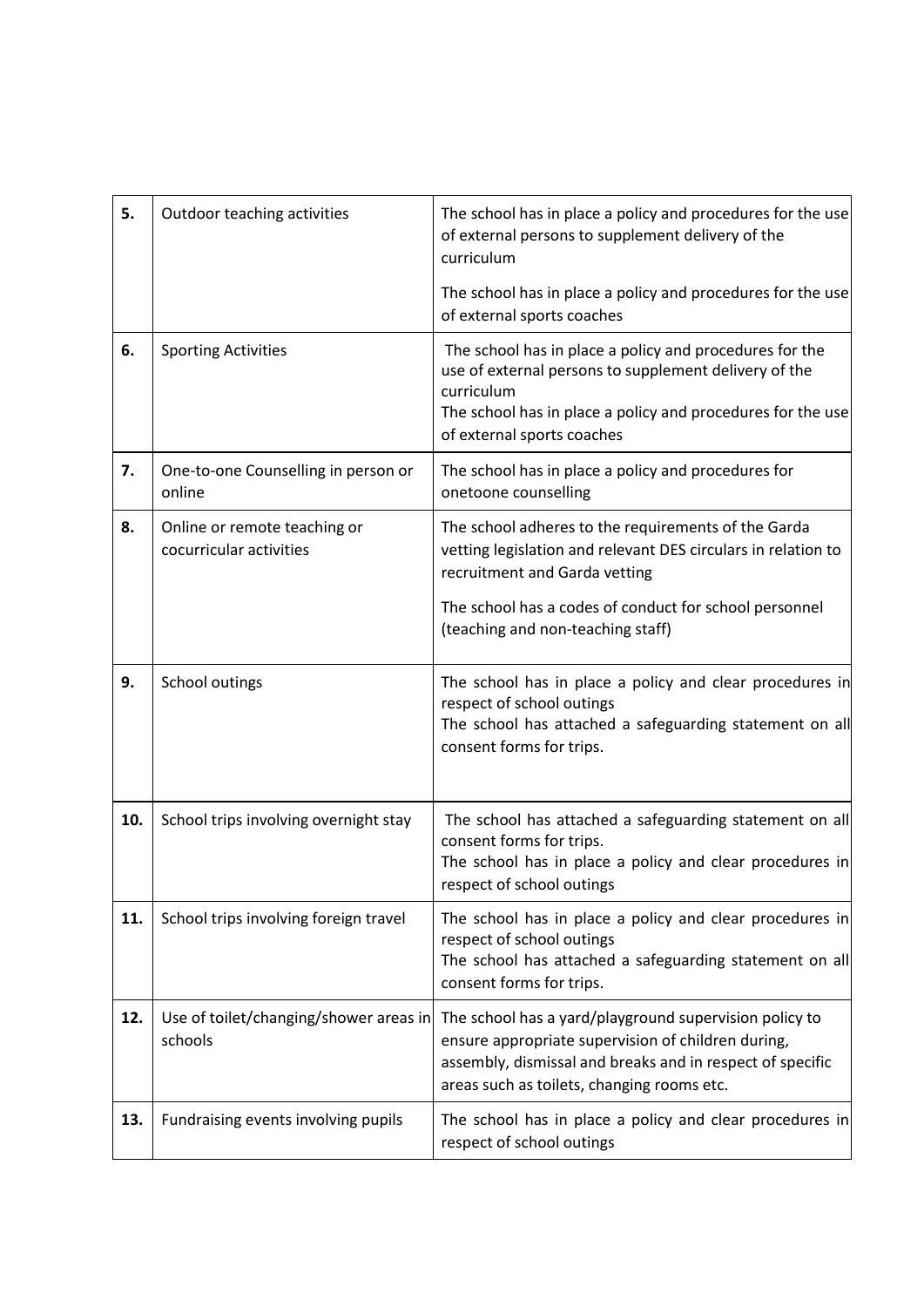| 5. | Outdoor teaching activities | The school has in place a policy and procedures for the use of external persons to supplement delivery of the curriculum<br><br>The school has in place a policy and procedures for the use of external sports coaches |
|---|---|---|
| 6. | Sporting Activities | The school has in place a policy and procedures for the use of external persons to supplement delivery of the curriculum<br>The school has in place a policy and procedures for the use of external sports coaches |
| 7. | One-to-one Counselling in person or online | The school has in place a policy and procedures for onetoone counselling |
| 8. | Online or remote teaching or cocurricular activities | The school adheres to the requirements of the Garda vetting legislation and relevant DES circulars in relation to recruitment and Garda vetting<br><br>The school has a codes of conduct for school personnel (teaching and non-teaching staff) |
| 9. | School outings | The school has in place a policy and clear procedures in respect of school outings<br>The school has attached a safeguarding statement on all consent forms for trips. |
| 10. | School trips involving overnight stay | The school has attached a safeguarding statement on all consent forms for trips.<br>The school has in place a policy and clear procedures in respect of school outings |
| 11. | School trips involving foreign travel | The school has in place a policy and clear procedures in respect of school outings<br>The school has attached a safeguarding statement on all consent forms for trips. |
| 12. | Use of toilet/changing/shower areas in schools | The school has a yard/playground supervision policy to ensure appropriate supervision of children during, assembly, dismissal and breaks and in respect of specific areas such as toilets, changing rooms etc. |
| 13. | Fundraising events involving pupils | The school has in place a policy and clear procedures in respect of school outings |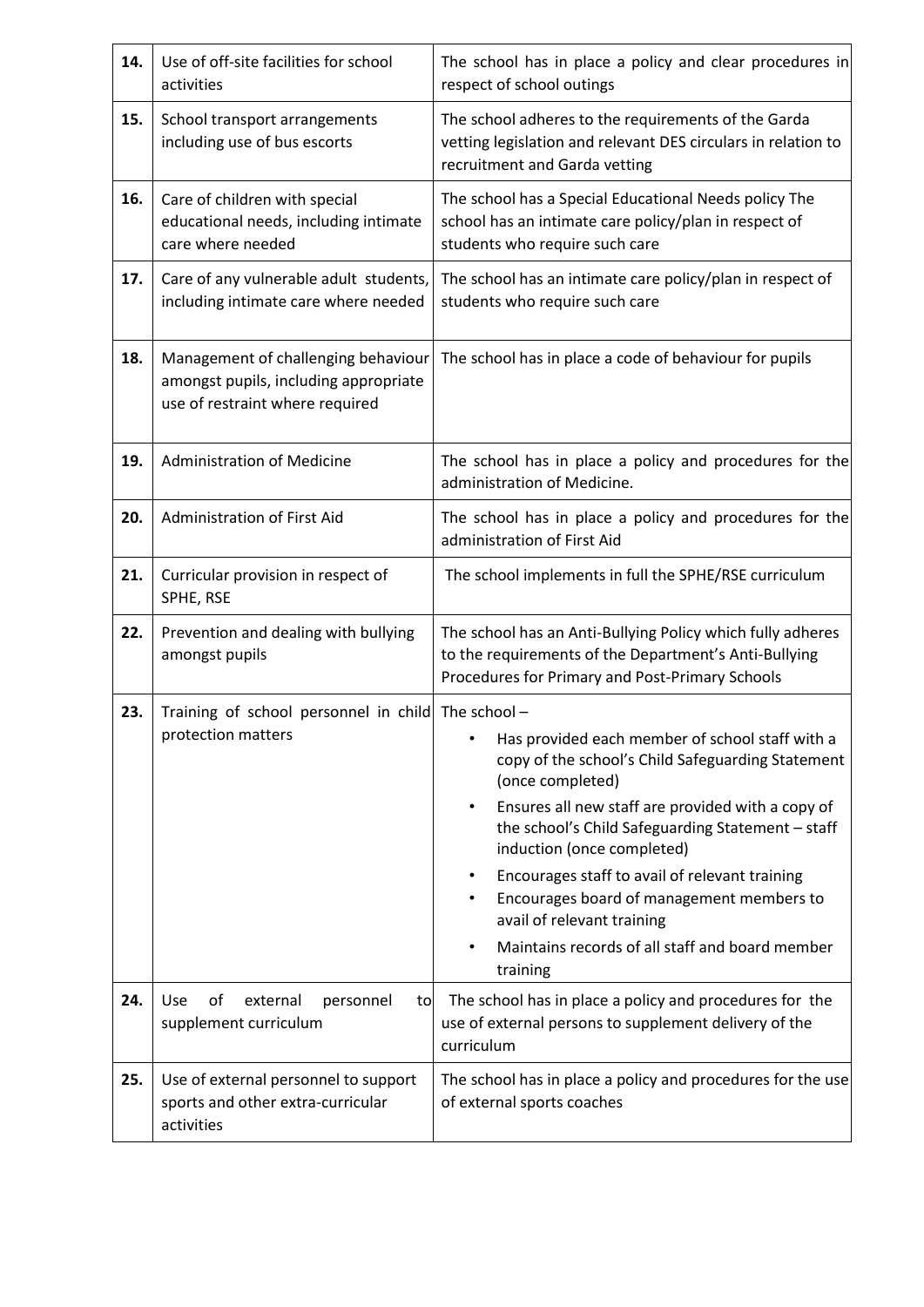| | | |
|---|---|---|
| **14.** | Use of off-site facilities for school activities | The school has in place a policy and clear procedures in respect of school outings |
| **15.** | School transport arrangements including use of bus escorts | The school adheres to the requirements of the Garda vetting legislation and relevant DES circulars in relation to recruitment and Garda vetting |
| **16.** | Care of children with special educational needs, including intimate care where needed | The school has a Special Educational Needs policy The school has an intimate care policy/plan in respect of students who require such care |
| **17.** | Care of any vulnerable adult students, including intimate care where needed | The school has an intimate care policy/plan in respect of students who require such care |
| **18.** | Management of challenging behaviour amongst pupils, including appropriate use of restraint where required | The school has in place a code of behaviour for pupils |
| **19.** | Administration of Medicine | The school has in place a policy and procedures for the administration of Medicine. |
| **20.** | Administration of First Aid | The school has in place a policy and procedures for the administration of First Aid |
| **21.** | Curricular provision in respect of SPHE, RSE | The school implements in full the SPHE/RSE curriculum |
| **22.** | Prevention and dealing with bullying amongst pupils | The school has an Anti-Bullying Policy which fully adheres to the requirements of the Department's Anti-Bullying Procedures for Primary and Post-Primary Schools |
| **23.** | Training of school personnel in child protection matters | The school – <br>• Has provided each member of school staff with a copy of the school's Child Safeguarding Statement (once completed)<br>• Ensures all new staff are provided with a copy of the school's Child Safeguarding Statement – staff induction (once completed)<br>• Encourages staff to avail of relevant training<br>• Encourages board of management members to avail of relevant training<br>• Maintains records of all staff and board member training |
| **24.** | Use of external personnel to supplement curriculum | The school has in place a policy and procedures for the use of external persons to supplement delivery of the curriculum |
| **25.** | Use of external personnel to support sports and other extra-curricular activities | The school has in place a policy and procedures for the use of external sports coaches |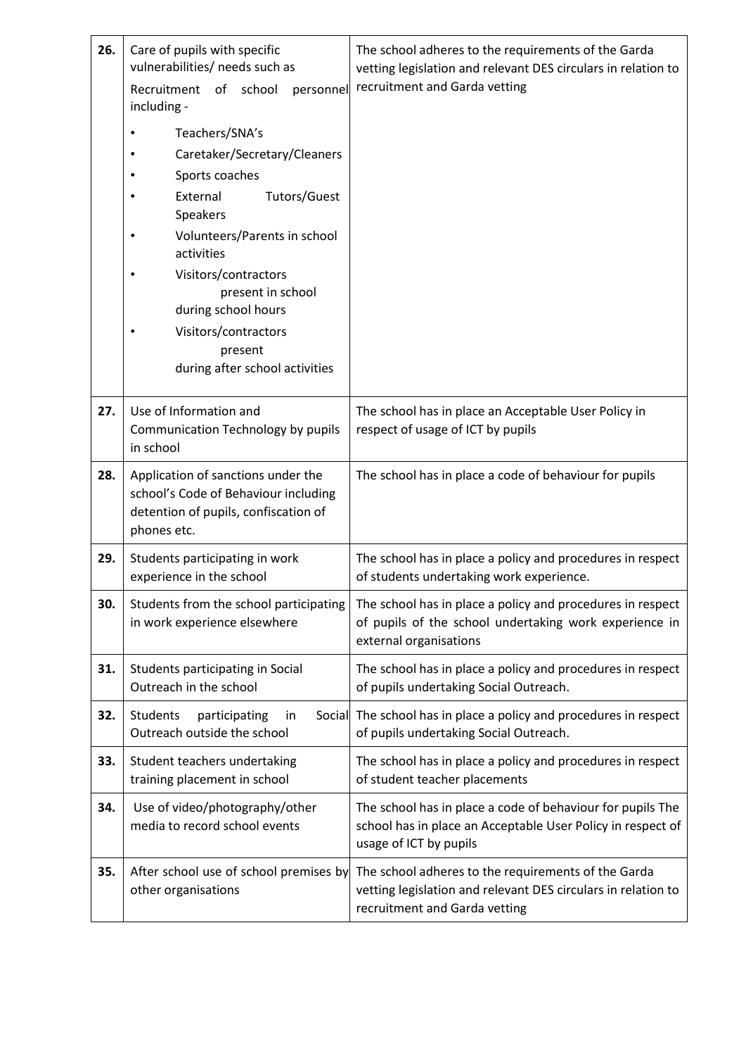| | | |
|---|---|---|
| **26.** | Care of pupils with specific vulnerabilities/ needs such as Recruitment of school personnel including - <br>• Teachers/SNA's <br>• Caretaker/Secretary/Cleaners <br>• Sports coaches <br>• External Tutors/Guest Speakers <br>• Volunteers/Parents in school activities <br>• Visitors/contractors present in school during school hours <br>• Visitors/contractors present during after school activities | The school adheres to the requirements of the Garda vetting legislation and relevant DES circulars in relation to recruitment and Garda vetting |
| **27.** | Use of Information and Communication Technology by pupils in school | The school has in place an Acceptable User Policy in respect of usage of ICT by pupils |
| **28.** | Application of sanctions under the school's Code of Behaviour including detention of pupils, confiscation of phones etc. | The school has in place a code of behaviour for pupils |
| **29.** | Students participating in work experience in the school | The school has in place a policy and procedures in respect of students undertaking work experience. |
| **30.** | Students from the school participating in work experience elsewhere | The school has in place a policy and procedures in respect of pupils of the school undertaking work experience in external organisations |
| **31.** | Students participating in Social Outreach in the school | The school has in place a policy and procedures in respect of pupils undertaking Social Outreach. |
| **32.** | Students participating in Social Outreach outside the school | The school has in place a policy and procedures in respect of pupils undertaking Social Outreach. |
| **33.** | Student teachers undertaking training placement in school | The school has in place a policy and procedures in respect of student teacher placements |
| **34.** | Use of video/photography/other media to record school events | The school has in place a code of behaviour for pupils The school has in place an Acceptable User Policy in respect of usage of ICT by pupils |
| **35.** | After school use of school premises by other organisations | The school adheres to the requirements of the Garda vetting legislation and relevant DES circulars in relation to recruitment and Garda vetting |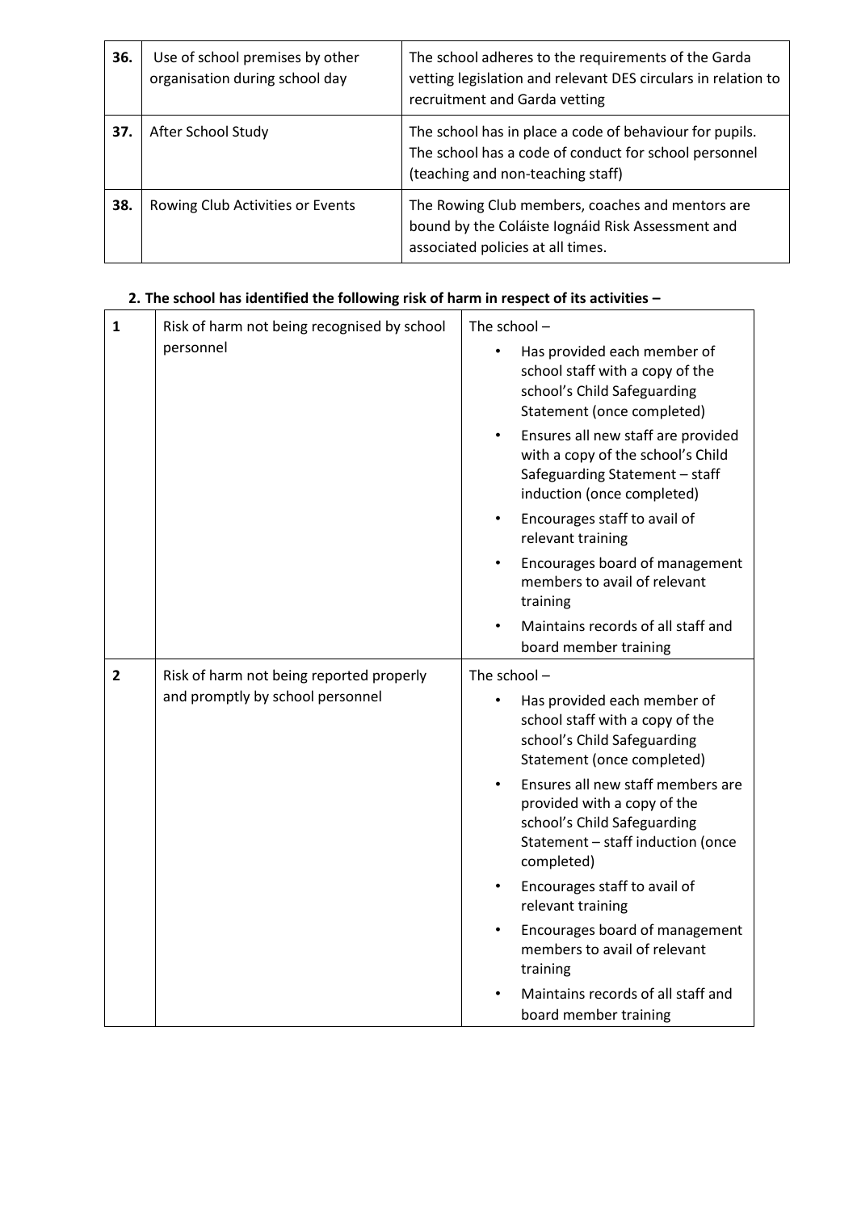| | | |
|---|---|---|
| **36.** | Use of school premises by other organisation during school day | The school adheres to the requirements of the Garda vetting legislation and relevant DES circulars in relation to recruitment and Garda vetting |
| **37.** | After School Study | The school has in place a code of behaviour for pupils. The school has a code of conduct for school personnel (teaching and non-teaching staff) |
| **38.** | Rowing Club Activities or Events | The Rowing Club members, coaches and mentors are bound by the Coláiste Iognáid Risk Assessment and associated policies at all times. |

**2. The school has identified the following risk of harm in respect of its activities –**

| | | |
|---|---|---|
| **1** | Risk of harm not being recognised by school personnel | The school – <br>• Has provided each member of school staff with a copy of the school's Child Safeguarding Statement (once completed)<br>• Ensures all new staff are provided with a copy of the school's Child Safeguarding Statement – staff induction (once completed)<br>• Encourages staff to avail of relevant training<br>• Encourages board of management members to avail of relevant training<br>• Maintains records of all staff and board member training |
| **2** | Risk of harm not being reported properly and promptly by school personnel | The school – <br>• Has provided each member of school staff with a copy of the school's Child Safeguarding Statement (once completed)<br>• Ensures all new staff members are provided with a copy of the school's Child Safeguarding Statement – staff induction (once completed)<br>• Encourages staff to avail of relevant training<br>• Encourages board of management members to avail of relevant training<br>• Maintains records of all staff and board member training |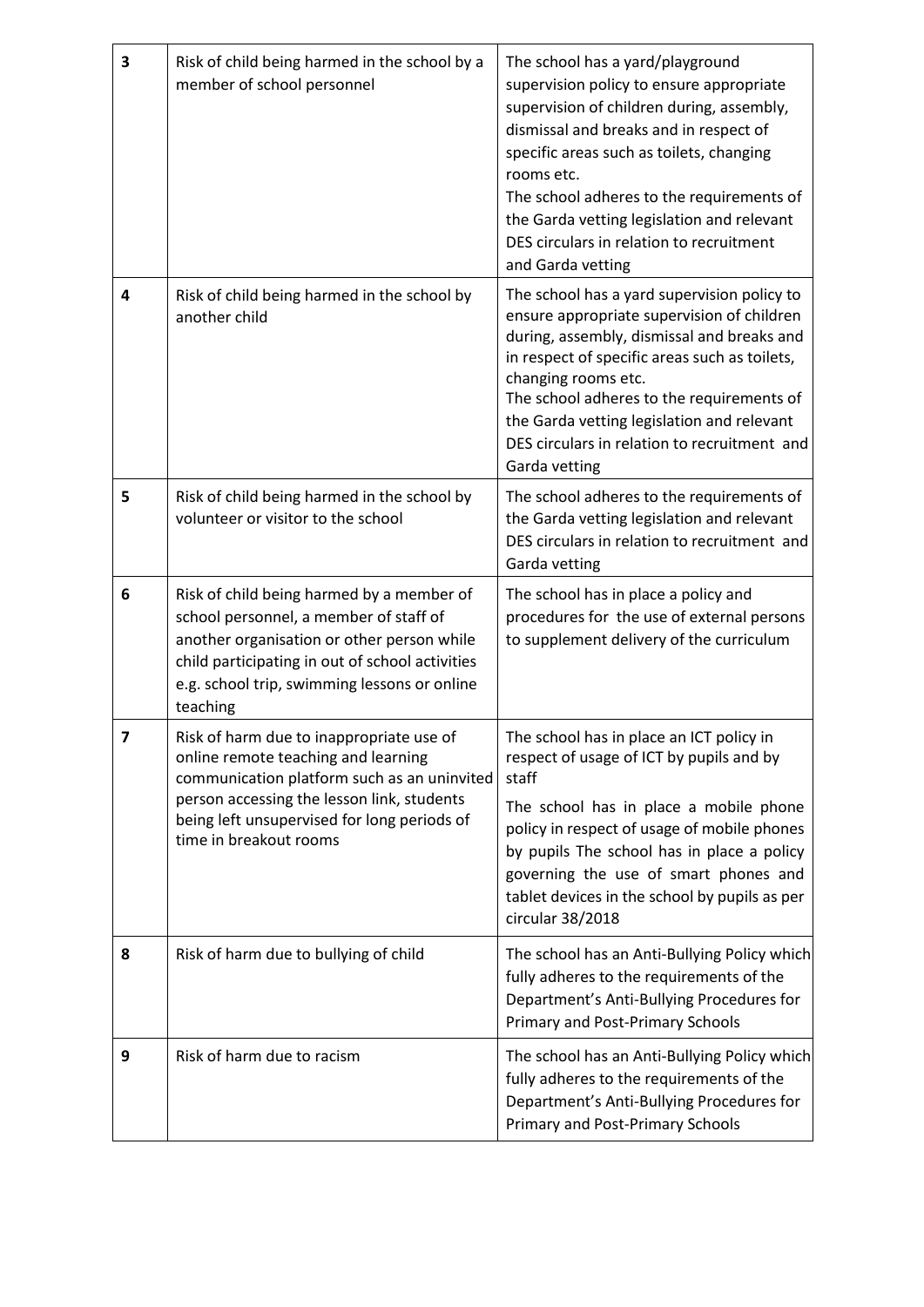| 3 | Risk of child being harmed in the school by a member of school personnel | The school has a yard/playground supervision policy to ensure appropriate supervision of children during, assembly, dismissal and breaks and in respect of specific areas such as toilets, changing rooms etc.<br>The school adheres to the requirements of the Garda vetting legislation and relevant DES circulars in relation to recruitment and Garda vetting |
|---|---|---|
| 4 | Risk of child being harmed in the school by another child | The school has a yard supervision policy to ensure appropriate supervision of children during, assembly, dismissal and breaks and in respect of specific areas such as toilets, changing rooms etc.<br>The school adheres to the requirements of the Garda vetting legislation and relevant DES circulars in relation to recruitment and Garda vetting |
| 5 | Risk of child being harmed in the school by volunteer or visitor to the school | The school adheres to the requirements of the Garda vetting legislation and relevant DES circulars in relation to recruitment and Garda vetting |
| 6 | Risk of child being harmed by a member of school personnel, a member of staff of another organisation or other person while child participating in out of school activities e.g. school trip, swimming lessons or online teaching | The school has in place a policy and procedures for the use of external persons to supplement delivery of the curriculum |
| 7 | Risk of harm due to inappropriate use of online remote teaching and learning communication platform such as an uninvited person accessing the lesson link, students being left unsupervised for long periods of time in breakout rooms | The school has in place an ICT policy in respect of usage of ICT by pupils and by staff<br>The school has in place a mobile phone policy in respect of usage of mobile phones by pupils The school has in place a policy governing the use of smart phones and tablet devices in the school by pupils as per circular 38/2018 |
| 8 | Risk of harm due to bullying of child | The school has an Anti-Bullying Policy which fully adheres to the requirements of the Department's Anti-Bullying Procedures for Primary and Post-Primary Schools |
| 9 | Risk of harm due to racism | The school has an Anti-Bullying Policy which fully adheres to the requirements of the Department's Anti-Bullying Procedures for Primary and Post-Primary Schools |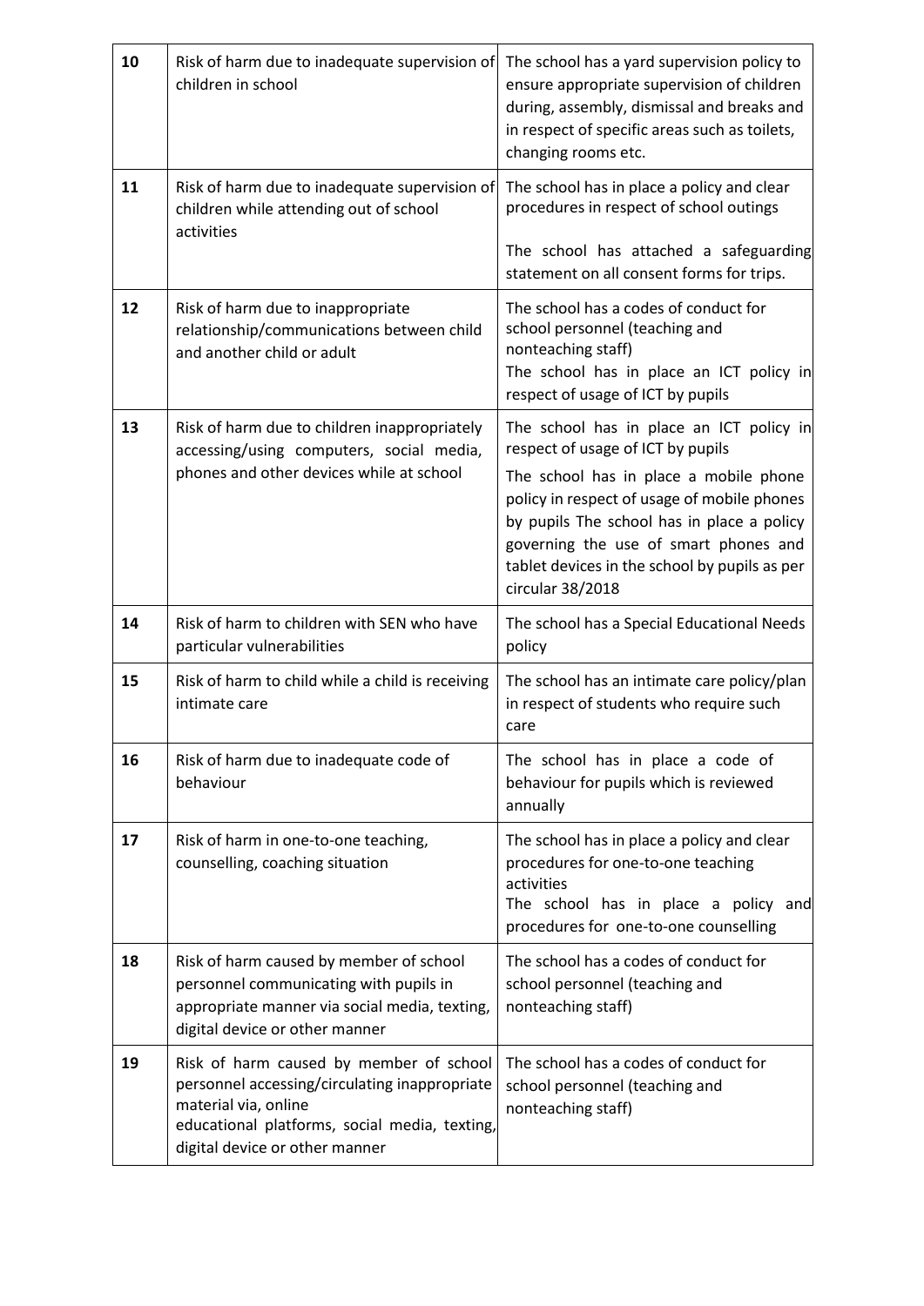| 10 | Risk of harm due to inadequate supervision of children in school | The school has a yard supervision policy to ensure appropriate supervision of children during, assembly, dismissal and breaks and in respect of specific areas such as toilets, changing rooms etc. |
|---|---|---|
| 11 | Risk of harm due to inadequate supervision of children while attending out of school activities | The school has in place a policy and clear procedures in respect of school outings<br><br>The school has attached a safeguarding statement on all consent forms for trips. |
| 12 | Risk of harm due to inappropriate relationship/communications between child and another child or adult | The school has a codes of conduct for school personnel (teaching and nonteaching staff)<br>The school has in place an ICT policy in respect of usage of ICT by pupils |
| 13 | Risk of harm due to children inappropriately accessing/using computers, social media, phones and other devices while at school | The school has in place an ICT policy in respect of usage of ICT by pupils<br>The school has in place a mobile phone policy in respect of usage of mobile phones by pupils The school has in place a policy governing the use of smart phones and tablet devices in the school by pupils as per circular 38/2018 |
| 14 | Risk of harm to children with SEN who have particular vulnerabilities | The school has a Special Educational Needs policy |
| 15 | Risk of harm to child while a child is receiving intimate care | The school has an intimate care policy/plan in respect of students who require such care |
| 16 | Risk of harm due to inadequate code of behaviour | The school has in place a code of behaviour for pupils which is reviewed annually |
| 17 | Risk of harm in one-to-one teaching, counselling, coaching situation | The school has in place a policy and clear procedures for one-to-one teaching activities<br>The school has in place a policy and procedures for one-to-one counselling |
| 18 | Risk of harm caused by member of school personnel communicating with pupils in appropriate manner via social media, texting, digital device or other manner | The school has a codes of conduct for school personnel (teaching and nonteaching staff) |
| 19 | Risk of harm caused by member of school personnel accessing/circulating inappropriate material via, online educational platforms, social media, texting, digital device or other manner | The school has a codes of conduct for school personnel (teaching and nonteaching staff) |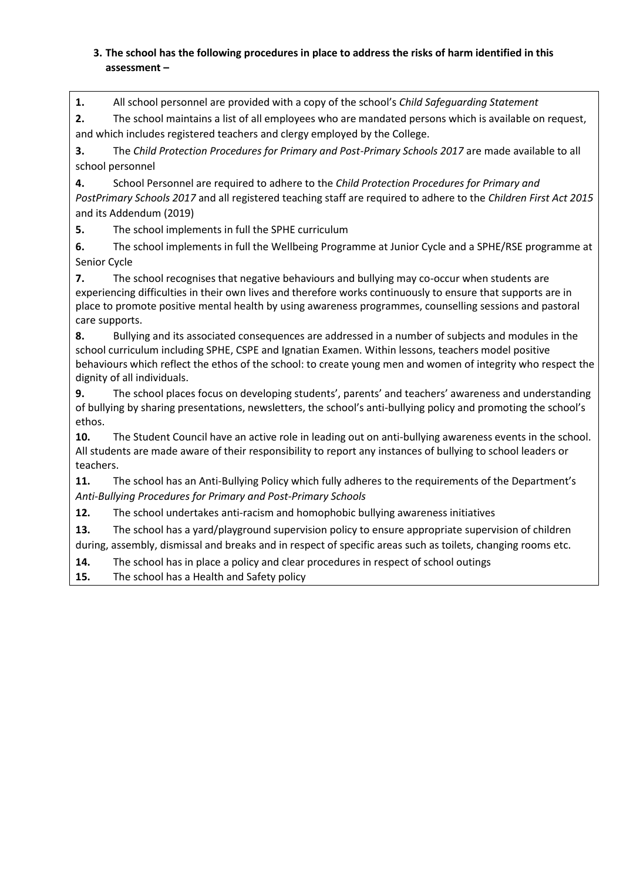**3. The school has the following procedures in place to address the risks of harm identified in this assessment –**

**1.** All school personnel are provided with a copy of the school's *Child Safeguarding Statement*

**2.** The school maintains a list of all employees who are mandated persons which is available on request, and which includes registered teachers and clergy employed by the College.

**3.** The *Child Protection Procedures for Primary and Post-Primary Schools 2017* are made available to all school personnel

**4.** School Personnel are required to adhere to the *Child Protection Procedures for Primary and PostPrimary Schools 2017* and all registered teaching staff are required to adhere to the *Children First Act 2015* and its Addendum (2019)

**5.** The school implements in full the SPHE curriculum

**6.** The school implements in full the Wellbeing Programme at Junior Cycle and a SPHE/RSE programme at Senior Cycle

**7.** The school recognises that negative behaviours and bullying may co-occur when students are experiencing difficulties in their own lives and therefore works continuously to ensure that supports are in place to promote positive mental health by using awareness programmes, counselling sessions and pastoral care supports.

**8.** Bullying and its associated consequences are addressed in a number of subjects and modules in the school curriculum including SPHE, CSPE and Ignatian Examen. Within lessons, teachers model positive behaviours which reflect the ethos of the school: to create young men and women of integrity who respect the dignity of all individuals.

**9.** The school places focus on developing students', parents' and teachers' awareness and understanding of bullying by sharing presentations, newsletters, the school's anti-bullying policy and promoting the school's ethos.

**10.** The Student Council have an active role in leading out on anti-bullying awareness events in the school. All students are made aware of their responsibility to report any instances of bullying to school leaders or teachers.

**11.** The school has an Anti-Bullying Policy which fully adheres to the requirements of the Department's *Anti-Bullying Procedures for Primary and Post-Primary Schools*

**12.** The school undertakes anti-racism and homophobic bullying awareness initiatives

**13.** The school has a yard/playground supervision policy to ensure appropriate supervision of children during, assembly, dismissal and breaks and in respect of specific areas such as toilets, changing rooms etc.

**14.** The school has in place a policy and clear procedures in respect of school outings

**15.** The school has a Health and Safety policy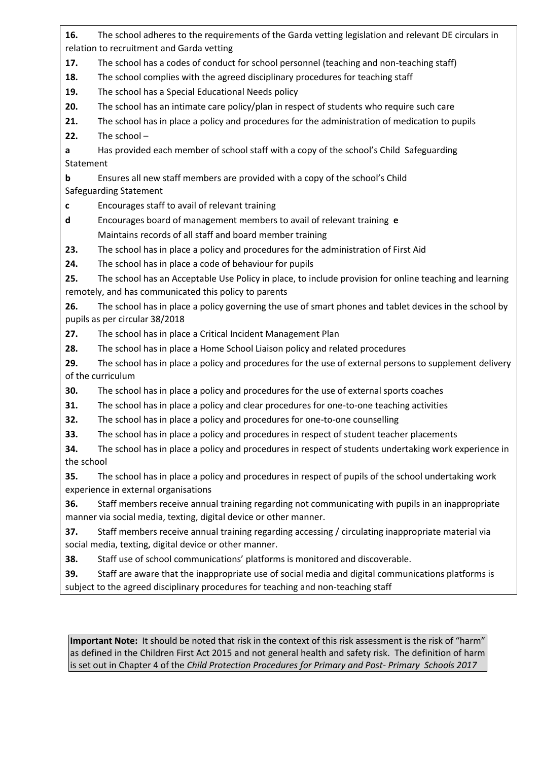**16.** The school adheres to the requirements of the Garda vetting legislation and relevant DE circulars in relation to recruitment and Garda vetting

**17.** The school has a codes of conduct for school personnel (teaching and non-teaching staff)

**18.** The school complies with the agreed disciplinary procedures for teaching staff

**19.** The school has a Special Educational Needs policy

**20.** The school has an intimate care policy/plan in respect of students who require such care

**21.** The school has in place a policy and procedures for the administration of medication to pupils

**22.** The school –

**a** Has provided each member of school staff with a copy of the school's Child Safeguarding Statement

**b** Ensures all new staff members are provided with a copy of the school's Child Safeguarding Statement

**c** Encourages staff to avail of relevant training

**d** Encourages board of management members to avail of relevant training

**e** Maintains records of all staff and board member training

**23.** The school has in place a policy and procedures for the administration of First Aid

**24.** The school has in place a code of behaviour for pupils

**25.** The school has an Acceptable Use Policy in place, to include provision for online teaching and learning remotely, and has communicated this policy to parents

**26.** The school has in place a policy governing the use of smart phones and tablet devices in the school by pupils as per circular 38/2018

**27.** The school has in place a Critical Incident Management Plan

**28.** The school has in place a Home School Liaison policy and related procedures

**29.** The school has in place a policy and procedures for the use of external persons to supplement delivery of the curriculum

**30.** The school has in place a policy and procedures for the use of external sports coaches

**31.** The school has in place a policy and clear procedures for one-to-one teaching activities

**32.** The school has in place a policy and procedures for one-to-one counselling

**33.** The school has in place a policy and procedures in respect of student teacher placements

**34.** The school has in place a policy and procedures in respect of students undertaking work experience in the school

**35.** The school has in place a policy and procedures in respect of pupils of the school undertaking work experience in external organisations

**36.** Staff members receive annual training regarding not communicating with pupils in an inappropriate manner via social media, texting, digital device or other manner.

**37.** Staff members receive annual training regarding accessing / circulating inappropriate material via social media, texting, digital device or other manner.

**38.** Staff use of school communications' platforms is monitored and discoverable.

**39.** Staff are aware that the inappropriate use of social media and digital communications platforms is subject to the agreed disciplinary procedures for teaching and non-teaching staff

**Important Note:** It should be noted that risk in the context of this risk assessment is the risk of "harm" as defined in the Children First Act 2015 and not general health and safety risk. The definition of harm is set out in Chapter 4 of the *Child Protection Procedures for Primary and Post- Primary Schools 2017*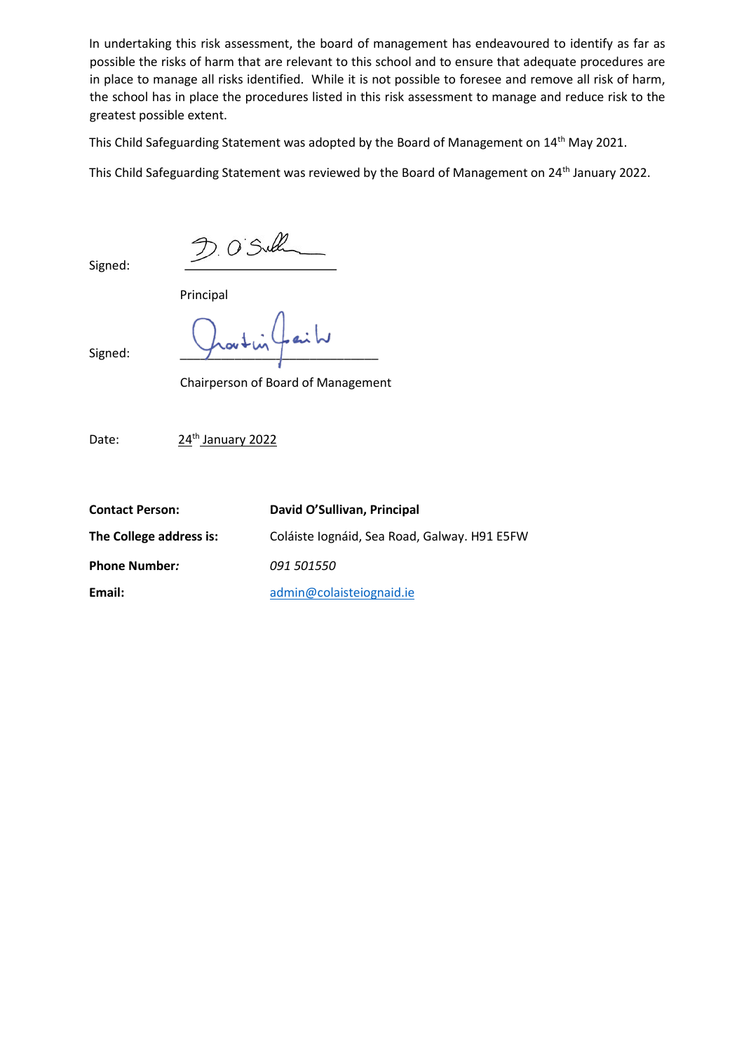In undertaking this risk assessment, the board of management has endeavoured to identify as far as possible the risks of harm that are relevant to this school and to ensure that adequate procedures are in place to manage all risks identified. While it is not possible to foresee and remove all risk of harm, the school has in place the procedures listed in this risk assessment to manage and reduce risk to the greatest possible extent.

This Child Safeguarding Statement was adopted by the Board of Management on 14th May 2021.

This Child Safeguarding Statement was reviewed by the Board of Management on 24th January 2022.

Signed: D. O'Sullivan

Principal

Signed: Máirtín Fáilte

Chairperson of Board of Management

Date: 24th January 2022

| | |
|---|---|
| **Contact Person:** | **David O'Sullivan, Principal** |
| **The College address is:** | Coláiste Iognáid, Sea Road, Galway. H91 E5FW |
| **Phone Number:** | *091 501550* |
| **Email:** | admin@colaisteiognaid.ie |